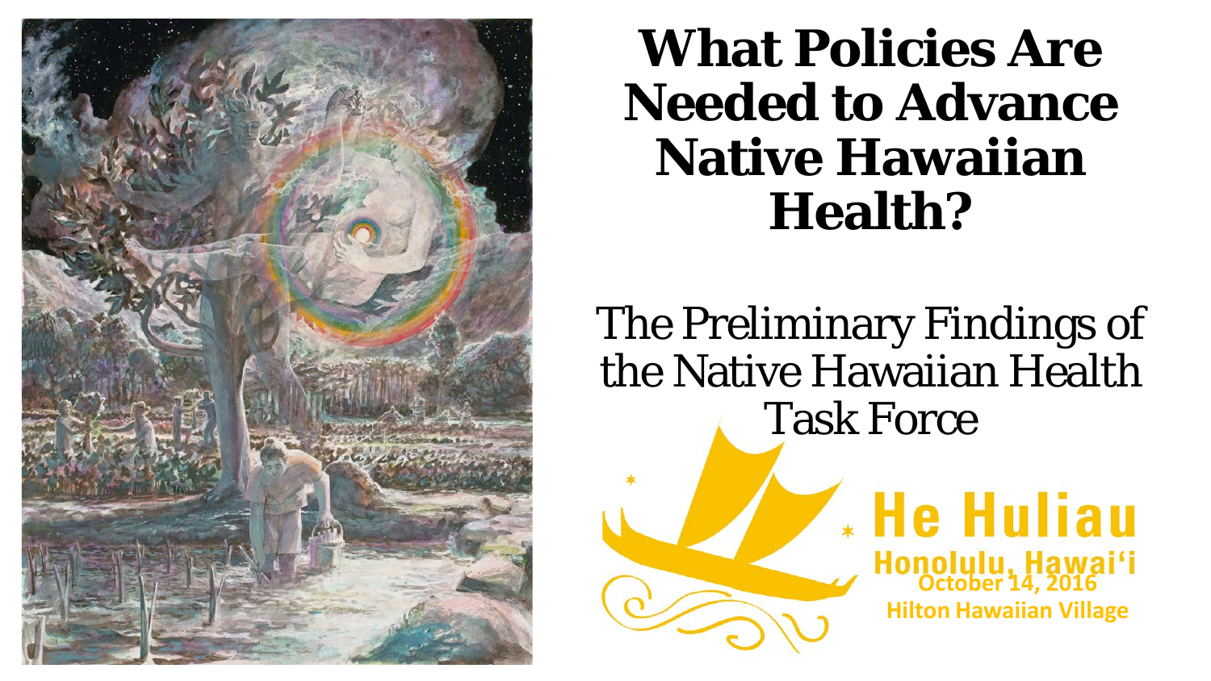# What Policies Are Needed to Advance Native Hawaiian Health?

## The Preliminary Findings of the Native Hawaiian Health Task Force

**He Huliau**

**Honolulu, Hawai'i**

**October 14, 2016**

**Hilton Hawaiian Village**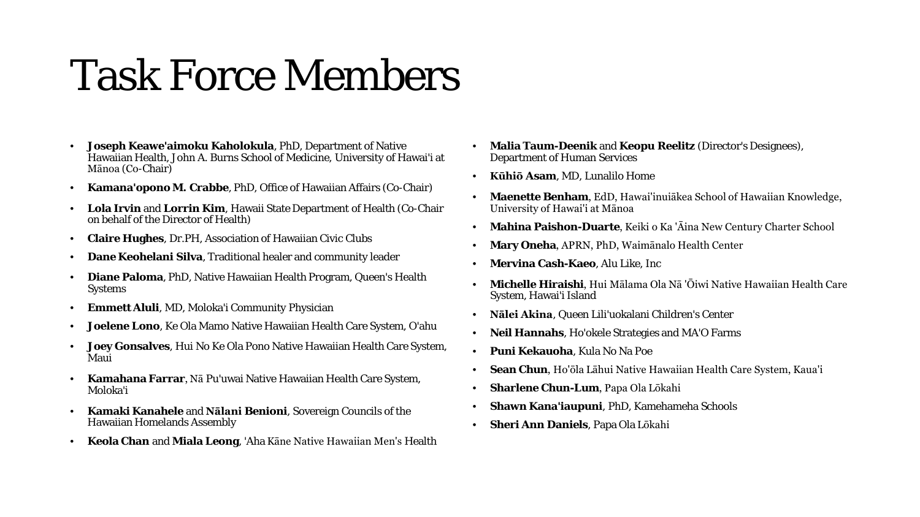# Task Force Members

- **Joseph Keawe'aimoku Kaholokula**, PhD, Department of Native Hawaiian Health, John A. Burns School of Medicine, University of Hawai'i at Mānoa (Co-Chair)
- **Kamana'opono M. Crabbe**, PhD, Office of Hawaiian Affairs (Co-Chair)
- **Lola Irvin** and **Lorrin Kim**, Hawaii State Department of Health (Co-Chair on behalf of the Director of Health)
- **Claire Hughes**, Dr.PH, Association of Hawaiian Civic Clubs
- **Dane Keohelani Silva**, Traditional healer and community leader
- **Diane Paloma**, PhD, Native Hawaiian Health Program, Queen's Health Systems
- **Emmett Aluli**, MD, Moloka'i Community Physician
- **Joelene Lono**, Ke Ola Mamo Native Hawaiian Health Care System, O'ahu
- **Joey Gonsalves**, Hui No Ke Ola Pono Native Hawaiian Health Care System, Maui
- **Kamahana Farrar**, Nā Pu'uwai Native Hawaiian Health Care System, Moloka'i
- **Kamaki Kanahele** and **Nālani Benioni**, Sovereign Councils of the Hawaiian Homelands Assembly
- **Keola Chan** and **Miala Leong**, 'Aha Kāne Native Hawaiian Men's Health
- **Malia Taum-Deenik** and **Keopu Reelitz** (Director's Designees), Department of Human Services
- **Kūhiō Asam**, MD, Lunalilo Home
- **Maenette Benham**, EdD, Hawai'inuiākea School of Hawaiian Knowledge, University of Hawai'i at Mānoa
- **Mahina Paishon-Duarte**, Keiki o Ka 'Āina New Century Charter School
- **Mary Oneha**, APRN, PhD, Waimānalo Health Center
- **Mervina Cash-Kaeo**, Alu Like, Inc
- **Michelle Hiraishi**, Hui Mālama Ola Nā 'Ōiwi Native Hawaiian Health Care System, Hawai'i Island
- **Nālei Akina**, Queen Lili'uokalani Children's Center
- **Neil Hannahs**, Ho'okele Strategies and MA'O Farms
- **Puni Kekauoha**, Kula No Na Poe
- **Sean Chun**, Ho'ōla Lāhui Native Hawaiian Health Care System, Kaua'i
- **Sharlene Chun-Lum**, Papa Ola Lōkahi
- **Shawn Kana'iaupuni**, PhD, Kamehameha Schools
- **Sheri Ann Daniels**, Papa Ola Lōkahi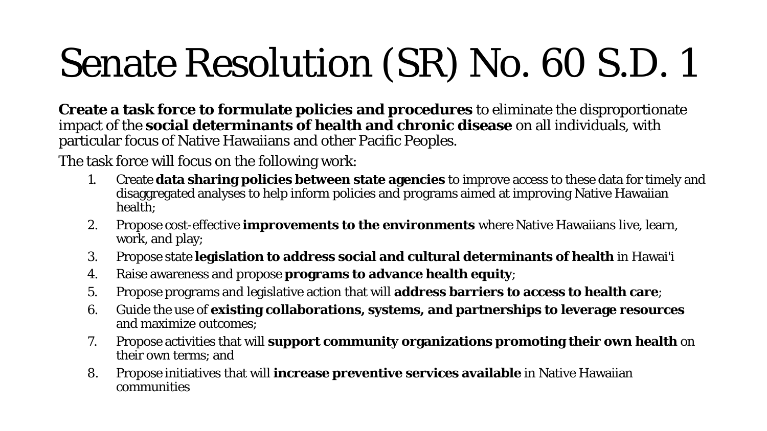# Senate Resolution (SR) No. 60 S.D. 1

**Create a task force to formulate policies and procedures** to eliminate the disproportionate impact of the **social determinants of health and chronic disease** on all individuals, with particular focus of Native Hawaiians and other Pacific Peoples.

The task force will focus on the following work:

1. Create **data sharing policies between state agencies** to improve access to these data for timely and disaggregated analyses to help inform policies and programs aimed at improving Native Hawaiian health;
2. Propose cost-effective **improvements to the environments** where Native Hawaiians live, learn, work, and play;
3. Propose state **legislation to address social and cultural determinants of health** in Hawai'i
4. Raise awareness and propose **programs to advance health equity**;
5. Propose programs and legislative action that will **address barriers to access to health care**;
6. Guide the use of **existing collaborations, systems, and partnerships to leverage resources** and maximize outcomes;
7. Propose activities that will **support community organizations promoting their own health** on their own terms; and
8. Propose initiatives that will **increase preventive services available** in Native Hawaiian communities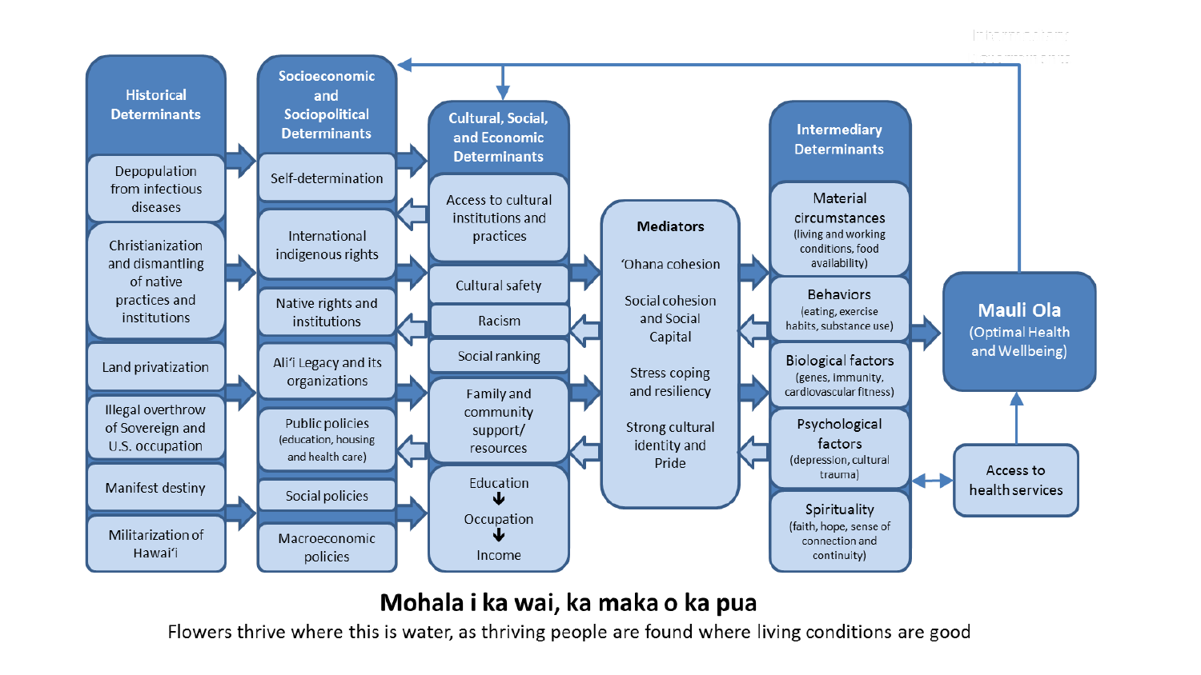## Historical Determinants

- Depopulation from infectious diseases
- Christianization and dismantling of native practices and institutions
- Land privatization
- Illegal overthrow of Sovereign and U.S. occupation
- Manifest destiny
- Militarization of Hawai'i

## Socioeconomic and Sociopolitical Determinants

- Self-determination
- International indigenous rights
- Native rights and institutions
- Ali'i Legacy and its organizations
- Public policies (education, housing and health care)
- Social policies
- Macroeconomic policies

## Cultural, Social, and Economic Determinants

- Access to cultural institutions and practices
- Cultural safety
- Racism
- Social ranking
- Family and community support/ resources
- Education → Occupation → Income

## Mediators

- 'Ohana cohesion
- Social cohesion and Social Capital
- Stress coping and resiliency
- Strong cultural identity and Pride

## Intermediary Determinants

- Material circumstances (living and working conditions, food availability)
- Behaviors (eating, exercise habits, substance use)
- Biological factors (genes, immunity, cardiovascular fitness)
- Psychological factors (depression, cultural trauma)
- Spirituality (faith, hope, sense of connection and continuity)

## Mauli Ola (Optimal Health and Wellbeing)

Access to health services

**Mohala i ka wai, ka maka o ka pua**

Flowers thrive where this is water, as thriving people are found where living conditions are good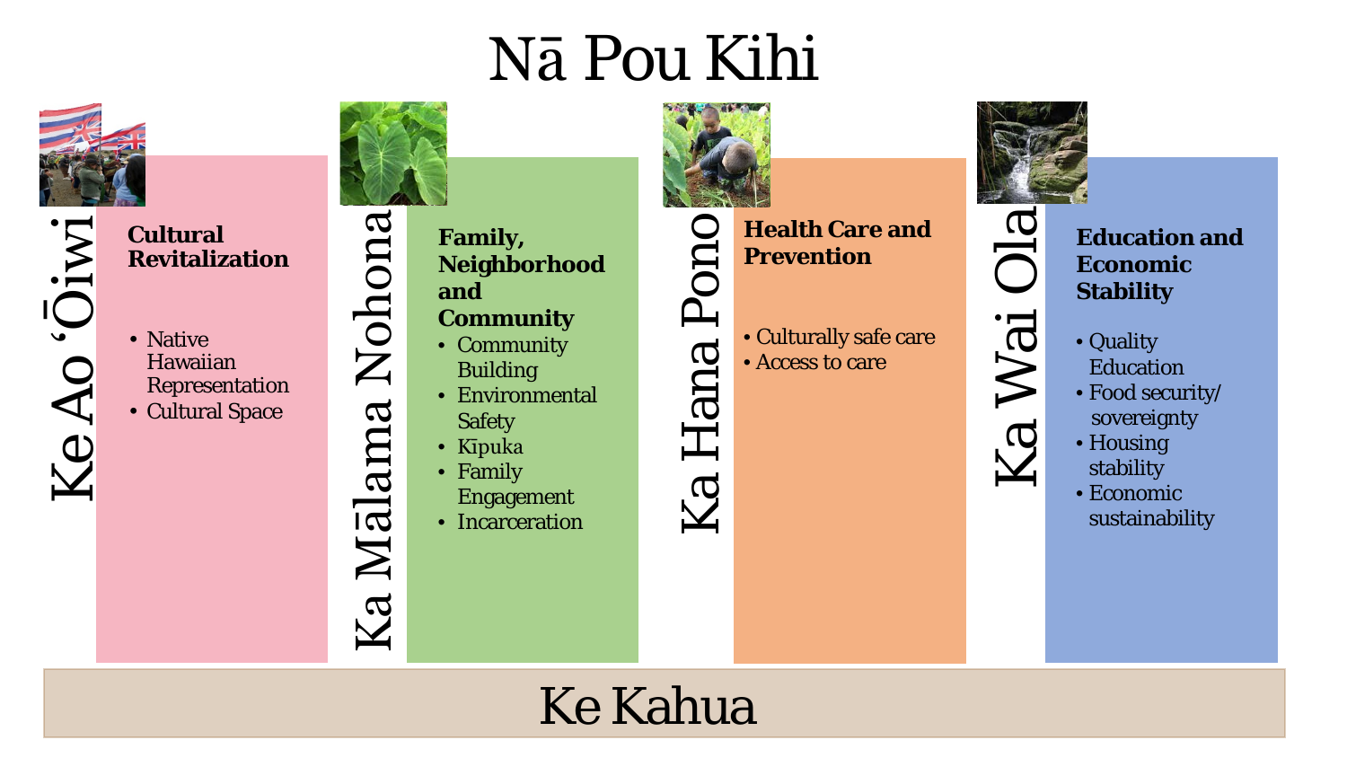# Nā Pou Kihi

## Ke Ao ʻŌiwi

**Cultural Revitalization**

- Native Hawaiian Representation
- Cultural Space

## Ka Mālama Nohona

**Family, Neighborhood and Community**

- Community Building
- Environmental Safety
- Kīpuka
- Family Engagement
- Incarceration

## Ka Hana Pono

**Health Care and Prevention**

- Culturally safe care
- Access to care

## Ka Wai Ola

**Education and Economic Stability**

- Quality Education
- Food security/ sovereignty
- Housing stability
- Economic sustainability

## Ke Kahua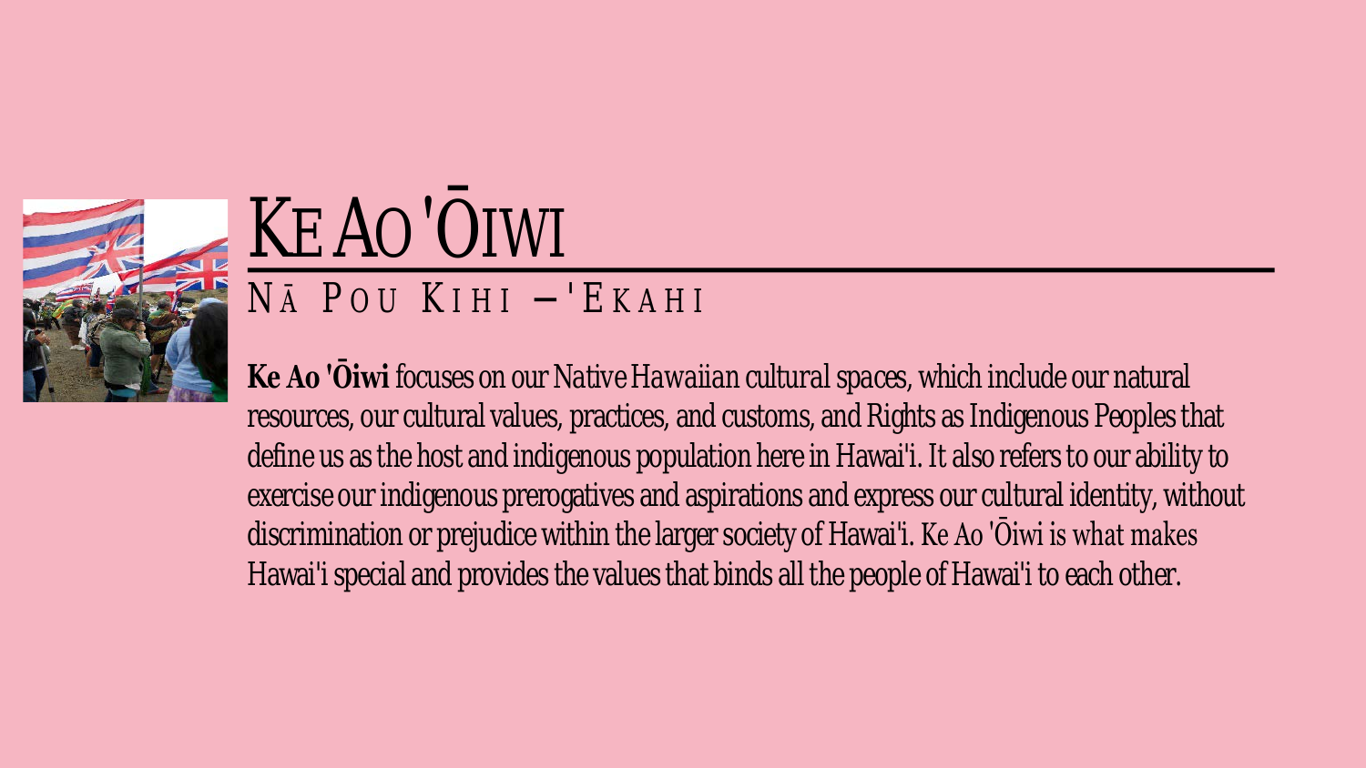# Ke Ao 'Ōiwi

## Nā Pou Kihi – 'Ekahi

**Ke Ao 'Ōiwi** focuses on our Native Hawaiian cultural spaces, which include our natural resources, our cultural values, practices, and customs, and Rights as Indigenous Peoples that define us as the host and indigenous population here in Hawai'i. It also refers to our ability to exercise our indigenous prerogatives and aspirations and express our cultural identity, without discrimination or prejudice within the larger society of Hawai'i. Ke Ao 'Ōiwi is what makes Hawai'i special and provides the values that binds all the people of Hawai'i to each other.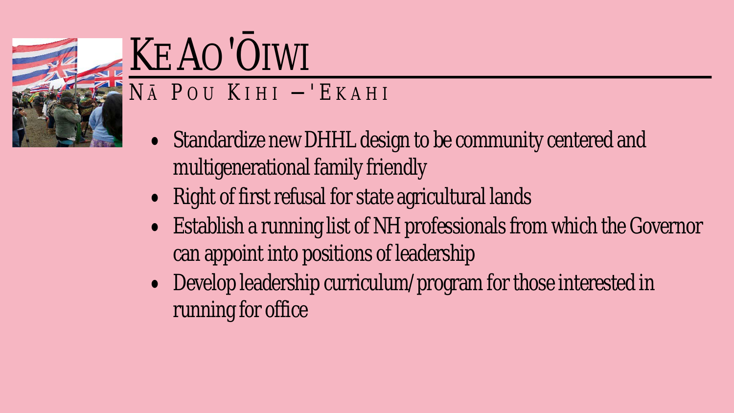# Ke Ao 'Ōiwi

## Nā Pou Kihi – 'Ekahi

- Standardize new DHHL design to be community centered and multigenerational family friendly
- Right of first refusal for state agricultural lands
- Establish a running list of NH professionals from which the Governor can appoint into positions of leadership
- Develop leadership curriculum/program for those interested in running for office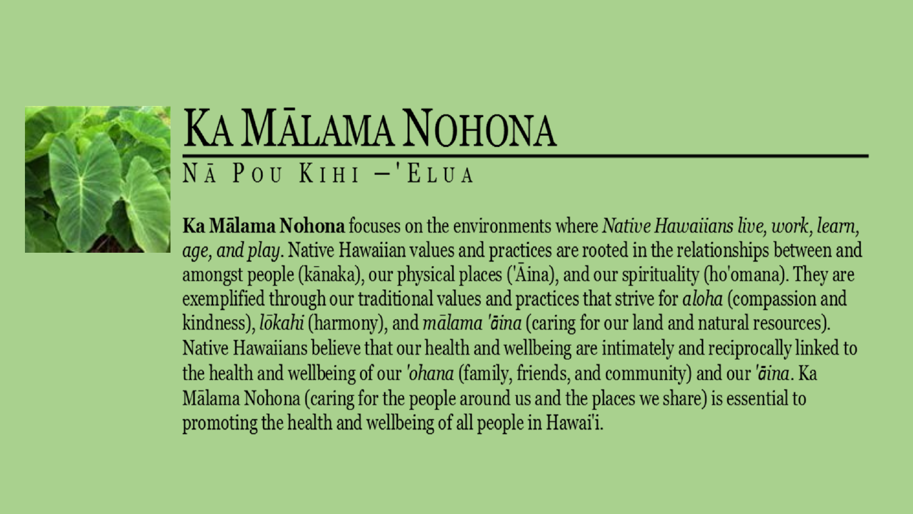# Ka Mālama Nohona

## Nā Pou Kihi – 'Elua

**Ka Mālama Nohona** focuses on the environments where *Native Hawaiians live, work, learn, age, and play*. Native Hawaiian values and practices are rooted in the relationships between and amongst people (kānaka), our physical places ('Āina), and our spirituality (ho'omana). They are exemplified through our traditional values and practices that strive for *aloha* (compassion and kindness), *lōkahi* (harmony), and *mālama 'āina* (caring for our land and natural resources). Native Hawaiians believe that our health and wellbeing are intimately and reciprocally linked to the health and wellbeing of our *'ohana* (family, friends, and community) and our *'āina*. Ka Mālama Nohona (caring for the people around us and the places we share) is essential to promoting the health and wellbeing of all people in Hawai'i.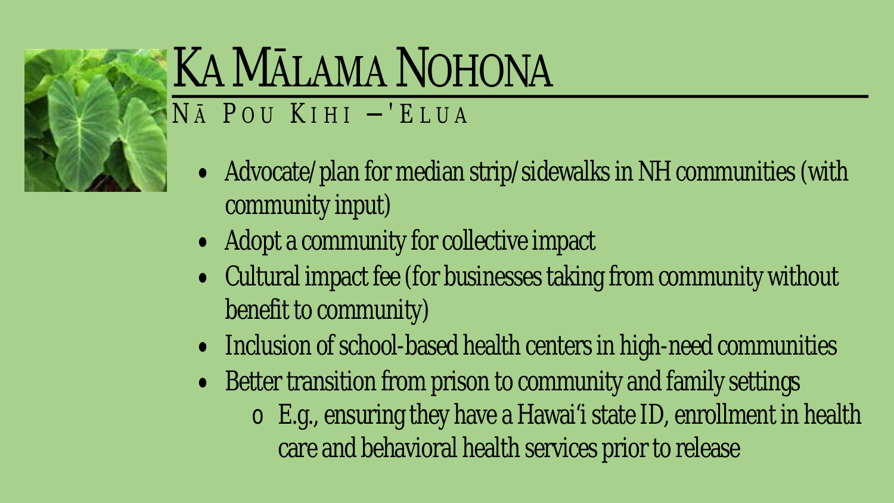# Ka Mālama Nohona

## Nā Pou Kihi – 'Elua

- Advocate/plan for median strip/sidewalks in NH communities (with community input)
- Adopt a community for collective impact
- Cultural impact fee (for businesses taking from community without benefit to community)
- Inclusion of school-based health centers in high-need communities
- Better transition from prison to community and family settings
  - E.g., ensuring they have a Hawai'i state ID, enrollment in health care and behavioral health services prior to release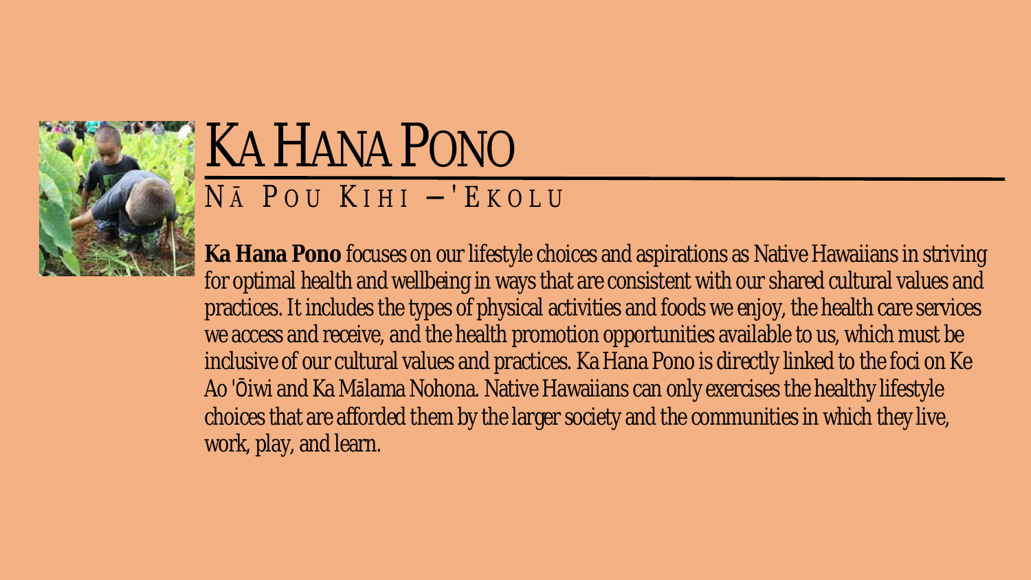# Ka Hana Pono

## Nā Pou Kihi – 'Ekolu

**Ka Hana Pono** focuses on our lifestyle choices and aspirations as Native Hawaiians in striving for optimal health and wellbeing in ways that are consistent with our shared cultural values and practices. It includes the types of physical activities and foods we enjoy, the health care services we access and receive, and the health promotion opportunities available to us, which must be inclusive of our cultural values and practices. Ka Hana Pono is directly linked to the foci on Ke Ao 'Ōiwi and Ka Mālama Nohona. Native Hawaiians can only exercises the healthy lifestyle choices that are afforded them by the larger society and the communities in which they live, work, play, and learn.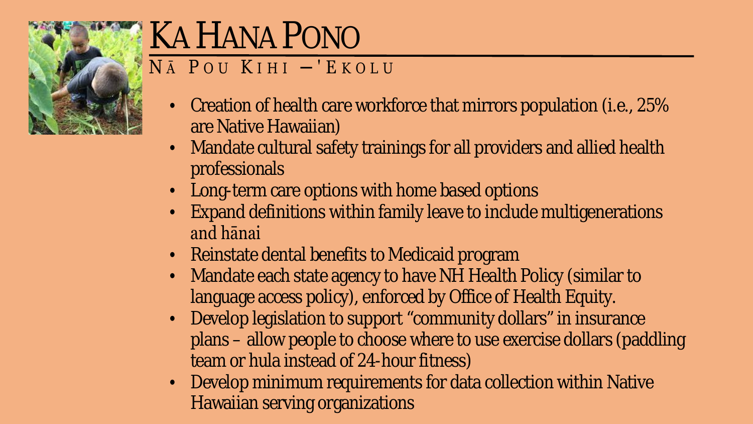# Ka Hana Pono

## Nā Pou Kihi – 'Ekolu

- Creation of health care workforce that mirrors population (i.e., 25% are Native Hawaiian)
- Mandate cultural safety trainings for all providers and allied health professionals
- Long-term care options with home based options
- Expand definitions within family leave to include multigenerations and hānai
- Reinstate dental benefits to Medicaid program
- Mandate each state agency to have NH Health Policy (similar to language access policy), enforced by Office of Health Equity.
- Develop legislation to support "community dollars" in insurance plans – allow people to choose where to use exercise dollars (paddling team or hula instead of 24-hour fitness)
- Develop minimum requirements for data collection within Native Hawaiian serving organizations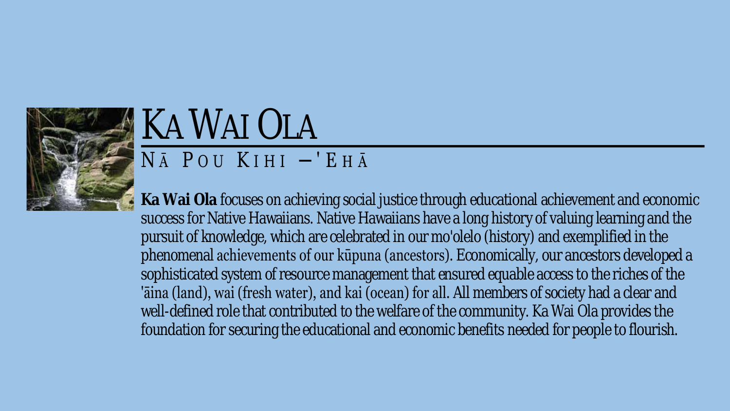# KA WAI OLA

## NĀ POU KIHI – 'EHĀ

**Ka Wai Ola** focuses on achieving social justice through educational achievement and economic success for Native Hawaiians. Native Hawaiians have a long history of valuing learning and the pursuit of knowledge, which are celebrated in our mo'olelo (history) and exemplified in the phenomenal achievements of our kūpuna (ancestors). Economically, our ancestors developed a sophisticated system of resource management that ensured equable access to the riches of the 'āina (land), wai (fresh water), and kai (ocean) for all. All members of society had a clear and well-defined role that contributed to the welfare of the community. Ka Wai Ola provides the foundation for securing the educational and economic benefits needed for people to flourish.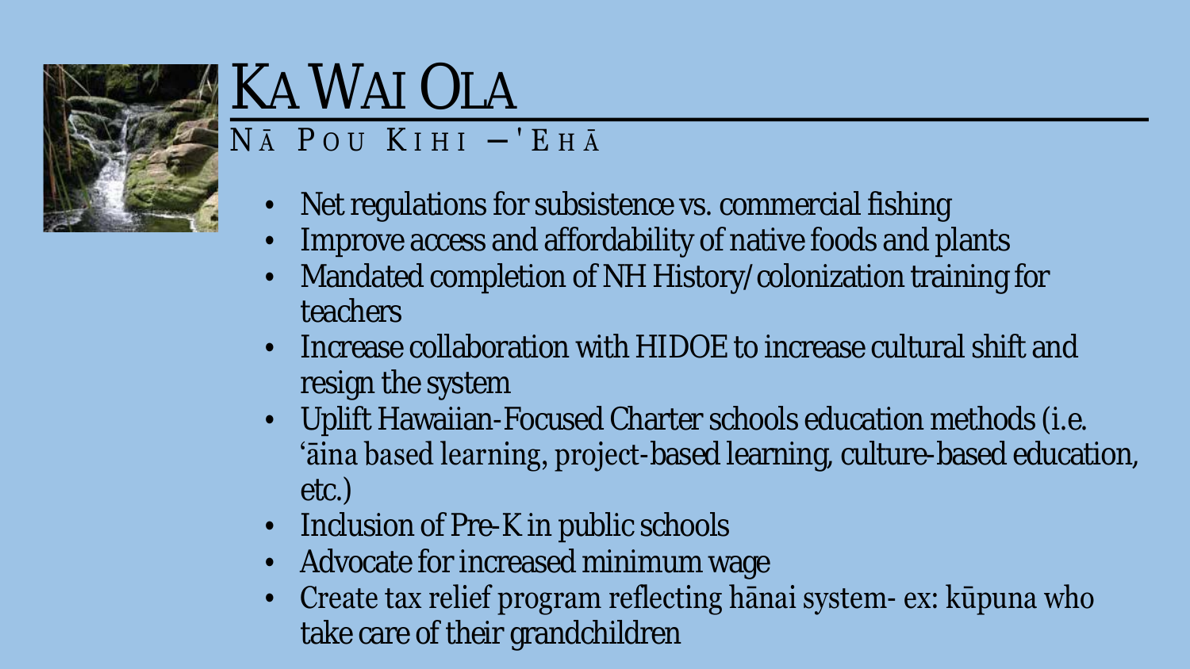# Ka Wai Ola

## Nā Pou Kihi – 'Ehā

- Net regulations for subsistence vs. commercial fishing
- Improve access and affordability of native foods and plants
- Mandated completion of NH History/colonization training for teachers
- Increase collaboration with HIDOE to increase cultural shift and resign the system
- Uplift Hawaiian-Focused Charter schools education methods (i.e. ʻāina based learning, project-based learning, culture-based education, etc.)
- Inclusion of Pre-K in public schools
- Advocate for increased minimum wage
- Create tax relief program reflecting hānai system- ex: kūpuna who take care of their grandchildren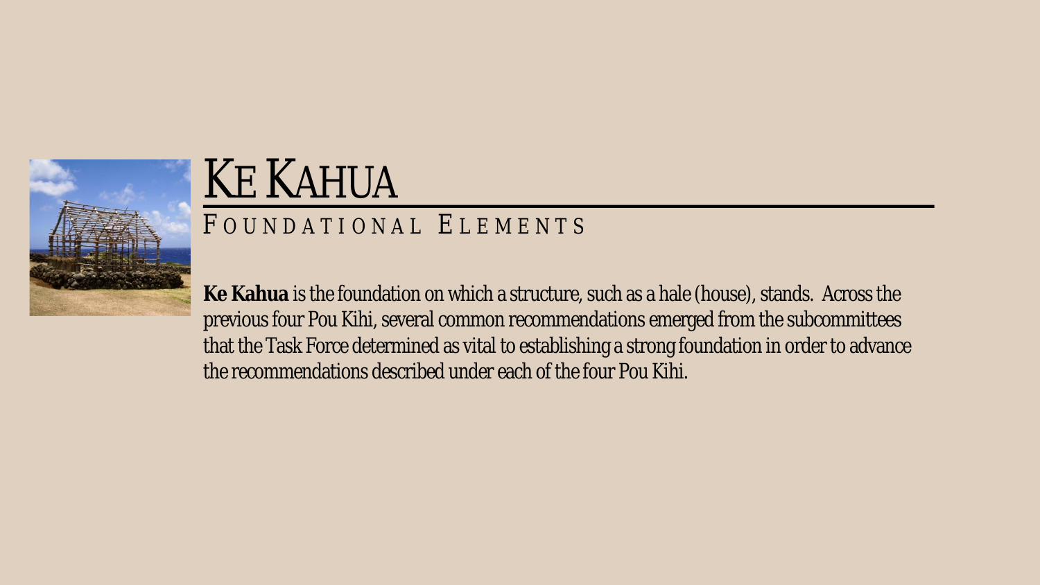# Ke Kahua

## Foundational Elements

**Ke Kahua** is the foundation on which a structure, such as a hale (house), stands. Across the previous four Pou Kihi, several common recommendations emerged from the subcommittees that the Task Force determined as vital to establishing a strong foundation in order to advance the recommendations described under each of the four Pou Kihi.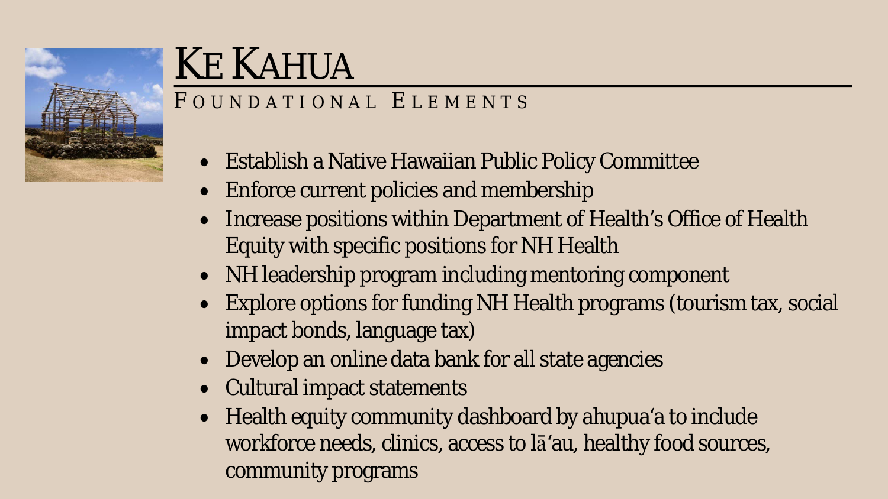# Ke Kahua

## Foundational Elements

- Establish a Native Hawaiian Public Policy Committee
- Enforce current policies and membership
- Increase positions within Department of Health's Office of Health Equity with specific positions for NH Health
- NH leadership program including mentoring component
- Explore options for funding NH Health programs (tourism tax, social impact bonds, language tax)
- Develop an online data bank for all state agencies
- Cultural impact statements
- Health equity community dashboard by ahupuaʻa to include workforce needs, clinics, access to lāʻau, healthy food sources, community programs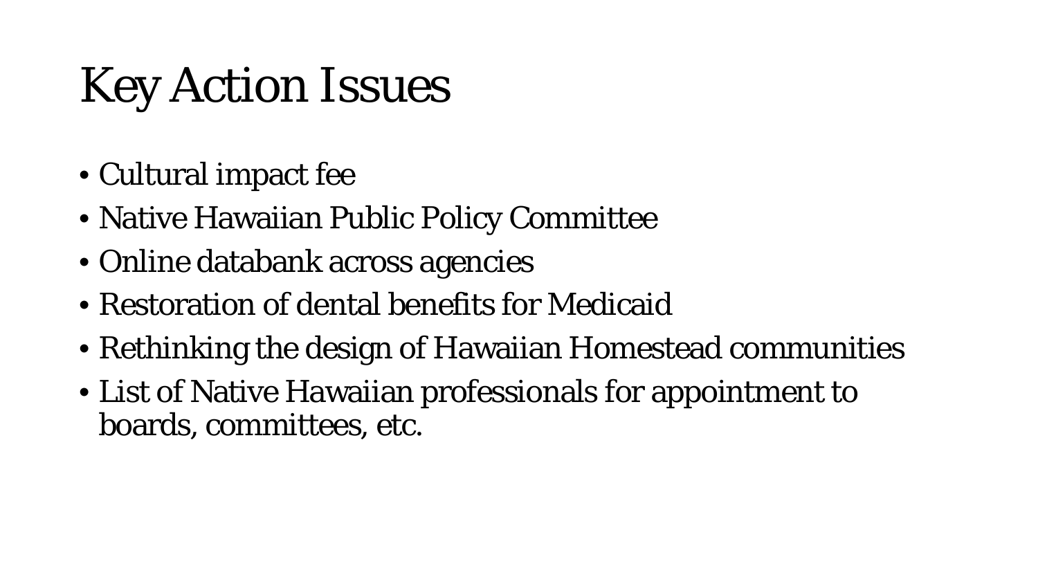# Key Action Issues

- Cultural impact fee
- Native Hawaiian Public Policy Committee
- Online databank across agencies
- Restoration of dental benefits for Medicaid
- Rethinking the design of Hawaiian Homestead communities
- List of Native Hawaiian professionals for appointment to boards, committees, etc.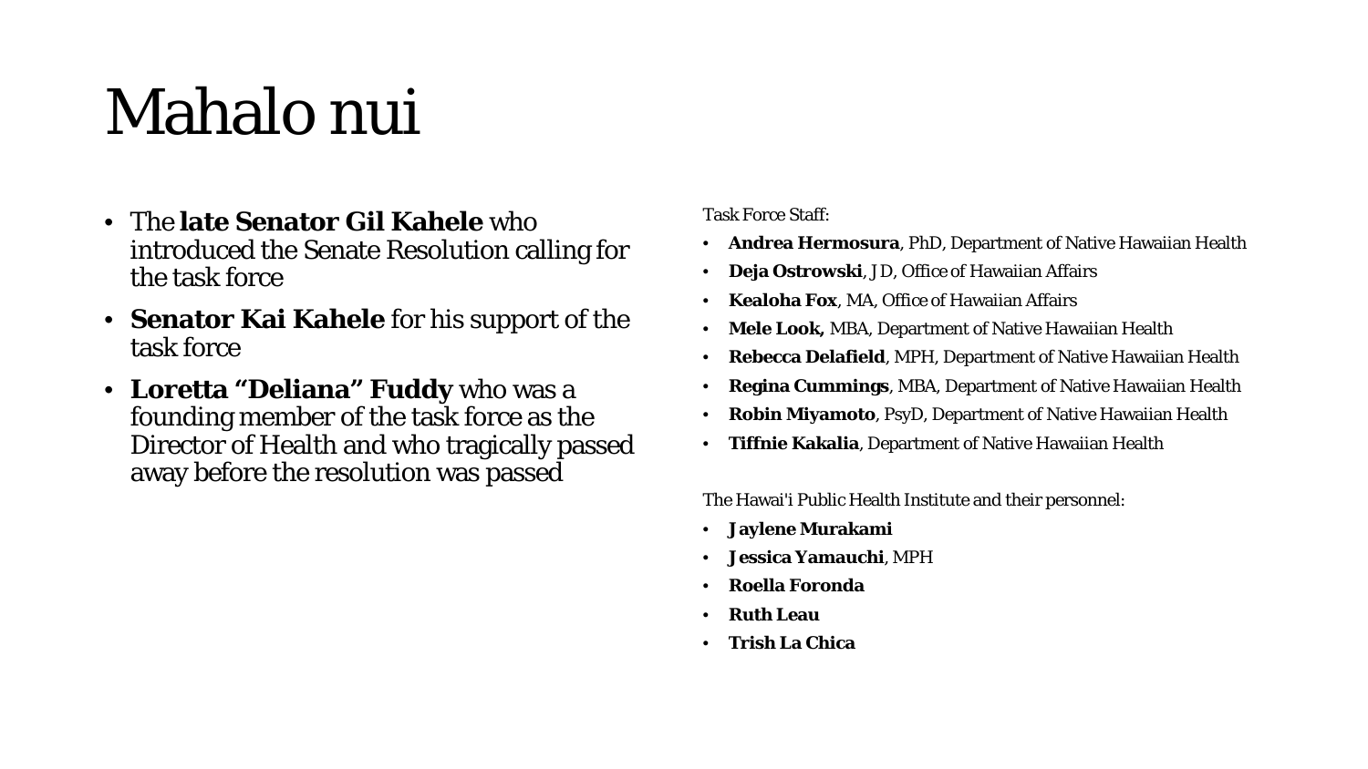# Mahalo nui

- The **late Senator Gil Kahele** who introduced the Senate Resolution calling for the task force
- **Senator Kai Kahele** for his support of the task force
- **Loretta "Deliana" Fuddy** who was a founding member of the task force as the Director of Health and who tragically passed away before the resolution was passed

Task Force Staff:

- **Andrea Hermosura**, PhD, Department of Native Hawaiian Health
- **Deja Ostrowski**, JD, Office of Hawaiian Affairs
- **Kealoha Fox**, MA, Office of Hawaiian Affairs
- **Mele Look,** MBA, Department of Native Hawaiian Health
- **Rebecca Delafield**, MPH, Department of Native Hawaiian Health
- **Regina Cummings**, MBA, Department of Native Hawaiian Health
- **Robin Miyamoto**, PsyD, Department of Native Hawaiian Health
- **Tiffnie Kakalia**, Department of Native Hawaiian Health

The Hawai'i Public Health Institute and their personnel:

- **Jaylene Murakami**
- **Jessica Yamauchi**, MPH
- **Roella Foronda**
- **Ruth Leau**
- **Trish La Chica**